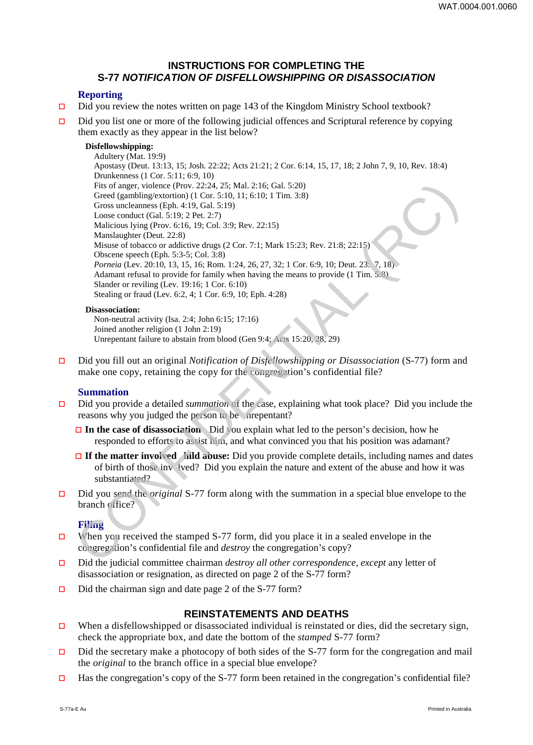# INSTRUCTIONS FOR COMPLETING THE S-77 *NOTIFICATION OF DISFELLOWSHIPPING OR DISASSOCIATION*

## Reporting

- ☐ Did you review the notes written on page 143 of the Kingdom Ministry School textbook?
- ☐ Did you list one or more of the following judicial offences and Scriptural reference by copying them exactly as they appear in the list below?

**Disfellowshipping:**

Adultery (Mat. 19:9)
Apostasy (Deut. 13:13, 15; Josh. 22:22; Acts 21:21; 2 Cor. 6:14, 15, 17, 18; 2 John 7, 9, 10, Rev. 18:4)
Drunkenness (1 Cor. 5:11; 6:9, 10)
Fits of anger, violence (Prov. 22:24, 25; Mal. 2:16; Gal. 5:20)
Greed (gambling/extortion) (1 Cor. 5:10, 11; 6:10; 1 Tim. 3:8)
Gross uncleanness (Eph. 4:19, Gal. 5:19)
Loose conduct (Gal. 5:19; 2 Pet. 2:7)
Malicious lying (Prov. 6:16, 19; Col. 3:9; Rev. 22:15)
Manslaughter (Deut. 22:8)
Misuse of tobacco or addictive drugs (2 Cor. 7:1; Mark 15:23; Rev. 21:8; 22:15)
Obscene speech (Eph. 5:3-5; Col. 3:8)
*Porneia* (Lev. 20:10, 13, 15, 16; Rom. 1:24, 26, 27, 32; 1 Cor. 6:9, 10; Deut. 23:17, 18)
Adamant refusal to provide for family when having the means to provide (1 Tim. 5:8)
Slander or reviling (Lev. 19:16; 1 Cor. 6:10)
Stealing or fraud (Lev. 6:2, 4; 1 Cor. 6:9, 10; Eph. 4:28)

**Disassociation:**

Non-neutral activity (Isa. 2:4; John 6:15; 17:16)
Joined another religion (1 John 2:19)
Unrepentant failure to abstain from blood (Gen 9:4; Acts 15:20, 28, 29)

- ☐ Did you fill out an original *Notification of Disfellowshipping or Disassociation* (S-77) form and make one copy, retaining the copy for the congregation's confidential file?

## Summation

- ☐ Did you provide a detailed *summation* of the case, explaining what took place? Did you include the reasons why you judged the person to be unrepentant?
  - ☐ **In the case of disassociation:** Did you explain what led to the person's decision, how he responded to efforts to assist him, and what convinced you that his position was adamant?
  - ☐ **If the matter involved child abuse:** Did you provide complete details, including names and dates of birth of those involved? Did you explain the nature and extent of the abuse and how it was substantiated?
- ☐ Did you send the *original* S-77 form along with the summation in a special blue envelope to the branch office?

## Filing

- ☐ When you received the stamped S-77 form, did you place it in a sealed envelope in the congregation's confidential file and *destroy* the congregation's copy?
- ☐ Did the judicial committee chairman *destroy all other correspondence*, *except* any letter of disassociation or resignation, as directed on page 2 of the S-77 form?
- ☐ Did the chairman sign and date page 2 of the S-77 form?

## REINSTATEMENTS AND DEATHS

- ☐ When a disfellowshipped or disassociated individual is reinstated or dies, did the secretary sign, check the appropriate box, and date the bottom of the *stamped* S-77 form?
- ☐ Did the secretary make a photocopy of both sides of the S-77 form for the congregation and mail the *original* to the branch office in a special blue envelope?
- ☐ Has the congregation's copy of the S-77 form been retained in the congregation's confidential file?

S-77a-E Au

Printed in Australia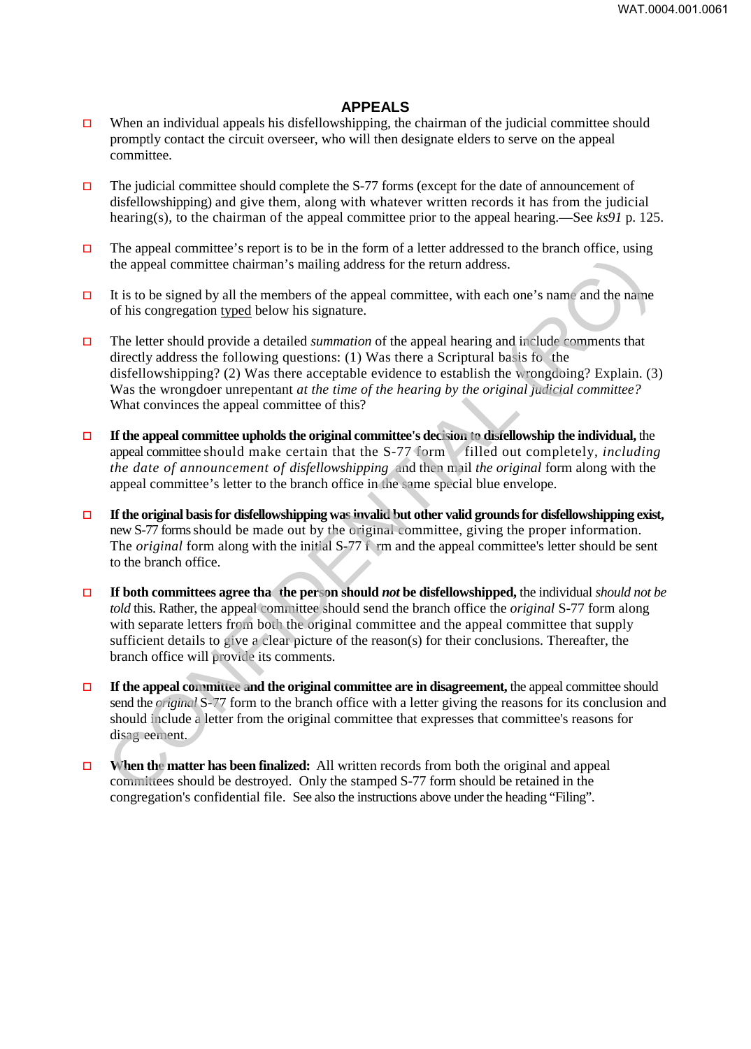## APPEALS

- When an individual appeals his disfellowshipping, the chairman of the judicial committee should promptly contact the circuit overseer, who will then designate elders to serve on the appeal committee.

- The judicial committee should complete the S-77 forms (except for the date of announcement of disfellowshipping) and give them, along with whatever written records it has from the judicial hearing(s), to the chairman of the appeal committee prior to the appeal hearing.—See *ks91* p. 125.

- The appeal committee's report is to be in the form of a letter addressed to the branch office, using the appeal committee chairman's mailing address for the return address.

- It is to be signed by all the members of the appeal committee, with each one's name and the name of his congregation typed below his signature.

- The letter should provide a detailed *summation* of the appeal hearing and include comments that directly address the following questions: (1) Was there a Scriptural basis for the disfellowshipping? (2) Was there acceptable evidence to establish the wrongdoing? Explain. (3) Was the wrongdoer unrepentant *at the time of the hearing by the original judicial committee?* What convinces the appeal committee of this?

- **If the appeal committee upholds the original committee's decision to disfellowship the individual,** the appeal committee should make certain that the S-77 form is filled out completely, *including the date of announcement of disfellowshipping* and then mail *the original* form along with the appeal committee's letter to the branch office in the same special blue envelope.

- **If the original basis for disfellowshipping was invalid but other valid grounds for disfellowshipping exist,** new S-77 forms should be made out by the original committee, giving the proper information. The *original* form along with the initial S-77 form and the appeal committee's letter should be sent to the branch office.

- **If both committees agree that the person should *not* be disfellowshipped,** the individual *should not be told* this. Rather, the appeal committee should send the branch office the *original* S-77 form along with separate letters from both the original committee and the appeal committee that supply sufficient details to give a clear picture of the reason(s) for their conclusions. Thereafter, the branch office will provide its comments.

- **If the appeal committee and the original committee are in disagreement,** the appeal committee should send the *original* S-77 form to the branch office with a letter giving the reasons for its conclusion and should include a letter from the original committee that expresses that committee's reasons for disagreement.

- **When the matter has been finalized:** All written records from both the original and appeal committees should be destroyed. Only the stamped S-77 form should be retained in the congregation's confidential file. See also the instructions above under the heading "Filing".